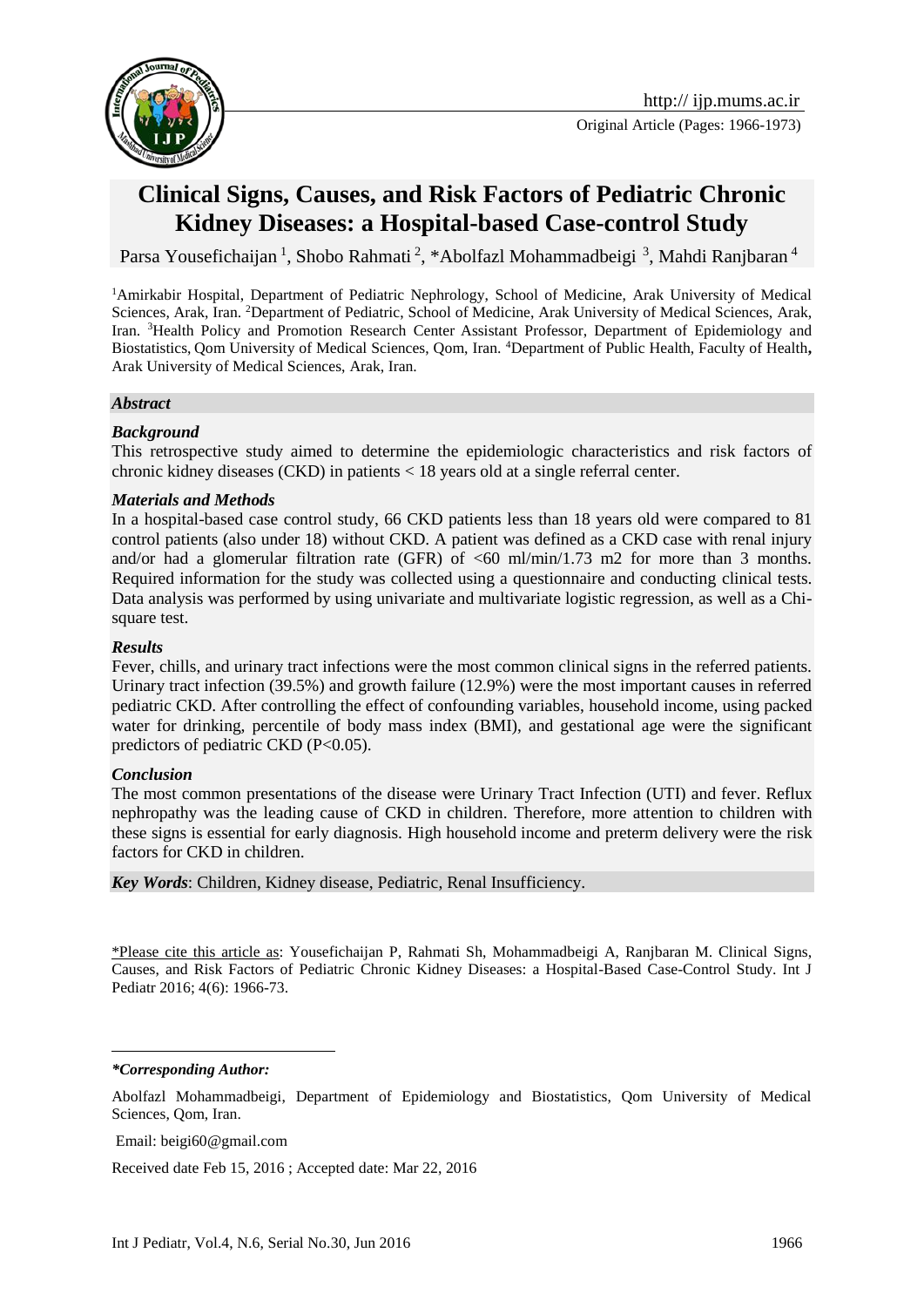Original Article (Pages: 1966-1973)

# Clinical Signs, Causes, and Risk Factors of Pediatric Chronic Kidney Diseases: a Hospital-based Case-control Study

Parsa Yousefichaijan [1], Shobo Rahmati [2], *Abolfazl Mohammadbeigi [3], Mahdi Ranjbaran [4]

[1]Amirkabir Hospital, Department of Pediatric Nephrology, School of Medicine, Arak University of Medical Sciences, Arak, Iran. [2]Department of Pediatric, School of Medicine, Arak University of Medical Sciences, Arak, Iran. [3]Health Policy and Promotion Research Center Assistant Professor, Department of Epidemiology and Biostatistics, Qom University of Medical Sciences, Qom, Iran. [4]Department of Public Health, Faculty of Health**,** Arak University of Medical Sciences, Arak, Iran.

***Abstract***

***Background***

This retrospective study aimed to determine the epidemiologic characteristics and risk factors of chronic kidney diseases (CKD) in patients < 18 years old at a single referral center.

***Materials and Methods***

In a hospital-based case control study, 66 CKD patients less than 18 years old were compared to 81 control patients (also under 18) without CKD. A patient was defined as a CKD case with renal injury and/or had a glomerular filtration rate (GFR) of <60 ml/min/1.73 m2 for more than 3 months. Required information for the study was collected using a questionnaire and conducting clinical tests. Data analysis was performed by using univariate and multivariate logistic regression, as well as a Chi-square test.

***Results***

Fever, chills, and urinary tract infections were the most common clinical signs in the referred patients. Urinary tract infection (39.5%) and growth failure (12.9%) were the most important causes in referred pediatric CKD. After controlling the effect of confounding variables, household income, using packed water for drinking, percentile of body mass index (BMI), and gestational age were the significant predictors of pediatric CKD (P<0.05).

***Conclusion***

The most common presentations of the disease were Urinary Tract Infection (UTI) and fever. Reflux nephropathy was the leading cause of CKD in children. Therefore, more attention to children with these signs is essential for early diagnosis. High household income and preterm delivery were the risk factors for CKD in children.

***Key Words***: Children, Kidney disease, Pediatric, Renal Insufficiency.

\*Please cite this article as: Yousefichaijan P, Rahmati Sh, Mohammadbeigi A, Ranjbaran M. Clinical Signs, Causes, and Risk Factors of Pediatric Chronic Kidney Diseases: a Hospital-Based Case-Control Study. Int J Pediatr 2016; 4(6): 1966-73.

***\*Corresponding Author:***

Abolfazl Mohammadbeigi, Department of Epidemiology and Biostatistics, Qom University of Medical Sciences, Qom, Iran.

Email: beigi60@gmail.com

Received date Feb 15, 2016 ; Accepted date: Mar 22, 2016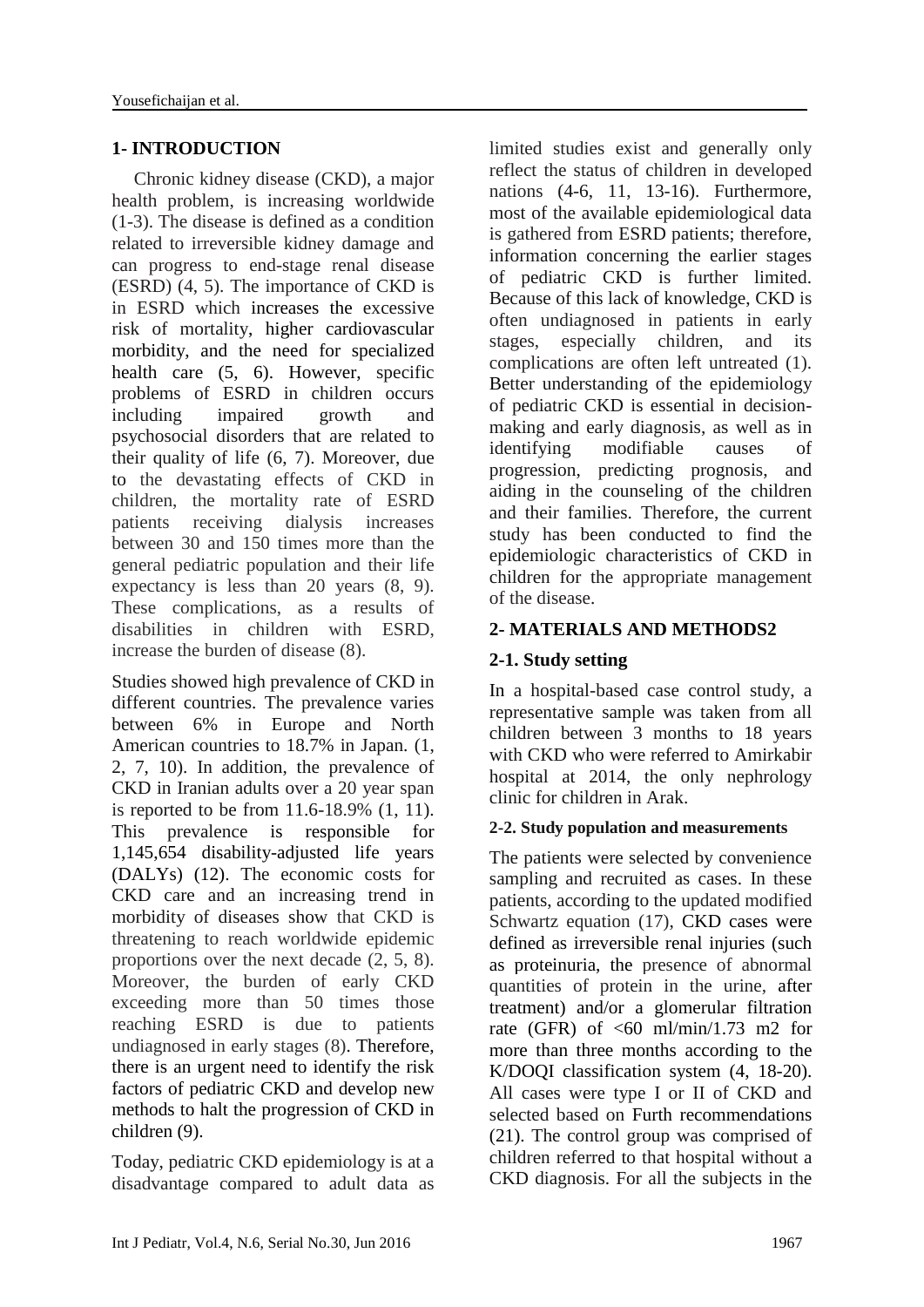## 1- INTRODUCTION

Chronic kidney disease (CKD), a major health problem, is increasing worldwide (1-3). The disease is defined as a condition related to irreversible kidney damage and can progress to end-stage renal disease (ESRD) (4, 5). The importance of CKD is in ESRD which increases the excessive risk of mortality, higher cardiovascular morbidity, and the need for specialized health care (5, 6). However, specific problems of ESRD in children occurs including impaired growth and psychosocial disorders that are related to their quality of life (6, 7). Moreover, due to the devastating effects of CKD in children, the mortality rate of ESRD patients receiving dialysis increases between 30 and 150 times more than the general pediatric population and their life expectancy is less than 20 years (8, 9). These complications, as a results of disabilities in children with ESRD, increase the burden of disease (8).

Studies showed high prevalence of CKD in different countries. The prevalence varies between 6% in Europe and North American countries to 18.7% in Japan. (1, 2, 7, 10). In addition, the prevalence of CKD in Iranian adults over a 20 year span is reported to be from 11.6-18.9% (1, 11). This prevalence is responsible for 1,145,654 disability-adjusted life years (DALYs) (12). The economic costs for CKD care and an increasing trend in morbidity of diseases show that CKD is threatening to reach worldwide epidemic proportions over the next decade (2, 5, 8). Moreover, the burden of early CKD exceeding more than 50 times those reaching ESRD is due to patients undiagnosed in early stages (8). Therefore, there is an urgent need to identify the risk factors of pediatric CKD and develop new methods to halt the progression of CKD in children (9).

Today, pediatric CKD epidemiology is at a disadvantage compared to adult data as limited studies exist and generally only reflect the status of children in developed nations (4-6, 11, 13-16). Furthermore, most of the available epidemiological data is gathered from ESRD patients; therefore, information concerning the earlier stages of pediatric CKD is further limited. Because of this lack of knowledge, CKD is often undiagnosed in patients in early stages, especially children, and its complications are often left untreated (1). Better understanding of the epidemiology of pediatric CKD is essential in decision-making and early diagnosis, as well as in identifying modifiable causes of progression, predicting prognosis, and aiding in the counseling of the children and their families. Therefore, the current study has been conducted to find the epidemiologic characteristics of CKD in children for the appropriate management of the disease.

## 2- MATERIALS AND METHODS2

### 2-1. Study setting

In a hospital-based case control study, a representative sample was taken from all children between 3 months to 18 years with CKD who were referred to Amirkabir hospital at 2014, the only nephrology clinic for children in Arak.

#### 2-2. Study population and measurements

The patients were selected by convenience sampling and recruited as cases. In these patients, according to the updated modified Schwartz equation (17), CKD cases were defined as irreversible renal injuries (such as proteinuria, the presence of abnormal quantities of protein in the urine, after treatment) and/or a glomerular filtration rate (GFR) of <60 ml/min/1.73 m2 for more than three months according to the K/DOQI classification system (4, 18-20). All cases were type I or II of CKD and selected based on Furth recommendations (21). The control group was comprised of children referred to that hospital without a CKD diagnosis. For all the subjects in the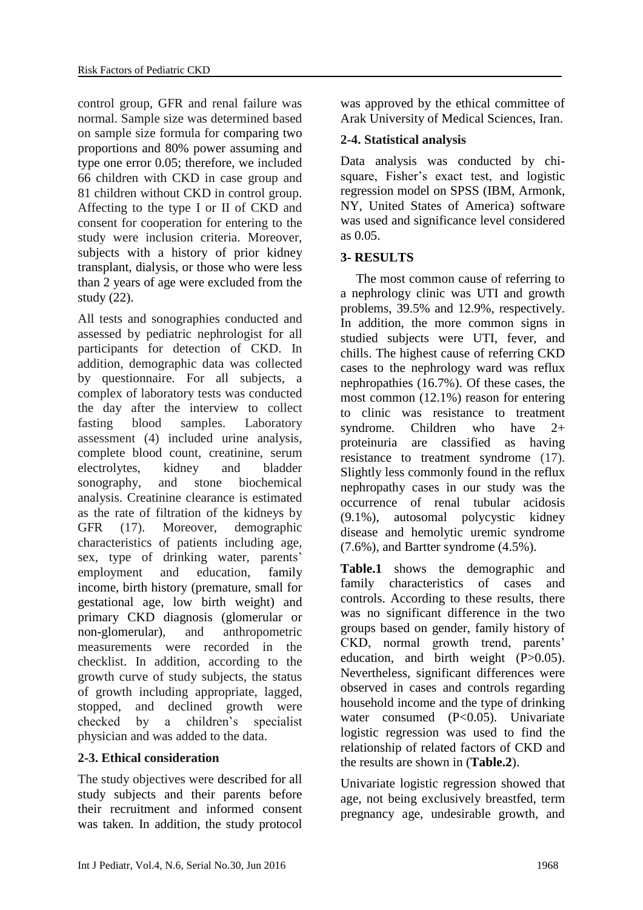control group, GFR and renal failure was normal. Sample size was determined based on sample size formula for comparing two proportions and 80% power assuming and type one error 0.05; therefore, we included 66 children with CKD in case group and 81 children without CKD in control group. Affecting to the type I or II of CKD and consent for cooperation for entering to the study were inclusion criteria. Moreover, subjects with a history of prior kidney transplant, dialysis, or those who were less than 2 years of age were excluded from the study (22).

All tests and sonographies conducted and assessed by pediatric nephrologist for all participants for detection of CKD. In addition, demographic data was collected by questionnaire. For all subjects, a complex of laboratory tests was conducted the day after the interview to collect fasting blood samples. Laboratory assessment (4) included urine analysis, complete blood count, creatinine, serum electrolytes, kidney and bladder sonography, and stone biochemical analysis. Creatinine clearance is estimated as the rate of filtration of the kidneys by GFR (17). Moreover, demographic characteristics of patients including age, sex, type of drinking water, parents' employment and education, family income, birth history (premature, small for gestational age, low birth weight) and primary CKD diagnosis (glomerular or non-glomerular), and anthropometric measurements were recorded in the checklist. In addition, according to the growth curve of study subjects, the status of growth including appropriate, lagged, stopped, and declined growth were checked by a children's specialist physician and was added to the data.

### 2-3. Ethical consideration

The study objectives were described for all study subjects and their parents before their recruitment and informed consent was taken. In addition, the study protocol was approved by the ethical committee of Arak University of Medical Sciences, Iran.

### 2-4. Statistical analysis

Data analysis was conducted by chi-square, Fisher's exact test, and logistic regression model on SPSS (IBM, Armonk, NY, United States of America) software was used and significance level considered as 0.05.

## 3- RESULTS

The most common cause of referring to a nephrology clinic was UTI and growth problems, 39.5% and 12.9%, respectively. In addition, the more common signs in studied subjects were UTI, fever, and chills. The highest cause of referring CKD cases to the nephrology ward was reflux nephropathies (16.7%). Of these cases, the most common (12.1%) reason for entering to clinic was resistance to treatment syndrome. Children who have 2+ proteinuria are classified as having resistance to treatment syndrome (17). Slightly less commonly found in the reflux nephropathy cases in our study was the occurrence of renal tubular acidosis (9.1%), autosomal polycystic kidney disease and hemolytic uremic syndrome (7.6%), and Bartter syndrome (4.5%).

**Table.1** shows the demographic and family characteristics of cases and controls. According to these results, there was no significant difference in the two groups based on gender, family history of CKD, normal growth trend, parents' education, and birth weight ($P>0.05$). Nevertheless, significant differences were observed in cases and controls regarding household income and the type of drinking water consumed ($P<0.05$). Univariate logistic regression was used to find the relationship of related factors of CKD and the results are shown in (**Table.2**).

Univariate logistic regression showed that age, not being exclusively breastfed, term pregnancy age, undesirable growth, and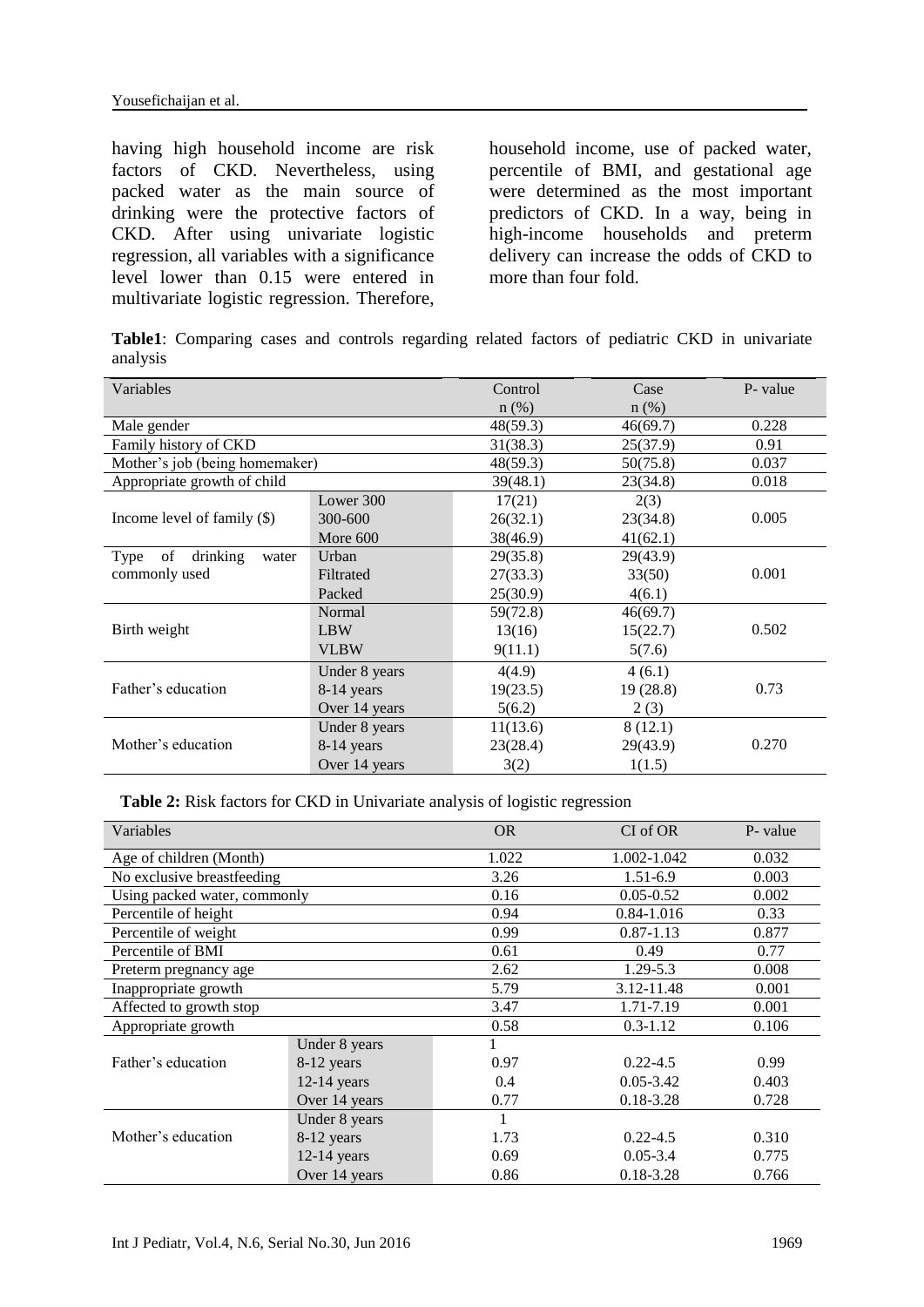having high household income are risk factors of CKD. Nevertheless, using packed water as the main source of drinking were the protective factors of CKD. After using univariate logistic regression, all variables with a significance level lower than 0.15 were entered in multivariate logistic regression. Therefore, household income, use of packed water, percentile of BMI, and gestational age were determined as the most important predictors of CKD. In a way, being in high-income households and preterm delivery can increase the odds of CKD to more than four fold.

**Table1**: Comparing cases and controls regarding related factors of pediatric CKD in univariate analysis

| Variables | | Control n (%) | Case n (%) | P- value |
|---|---|---|---|---|
| Male gender | | 48(59.3) | 46(69.7) | 0.228 |
| Family history of CKD | | 31(38.3) | 25(37.9) | 0.91 |
| Mother's job (being homemaker) | | 48(59.3) | 50(75.8) | 0.037 |
| Appropriate growth of child | | 39(48.1) | 23(34.8) | 0.018 |
| Income level of family ($) | Lower 300 | 17(21) | 2(3) | 0.005 |
| | 300-600 | 26(32.1) | 23(34.8) | |
| | More 600 | 38(46.9) | 41(62.1) | |
| Type of drinking water commonly used | Urban | 29(35.8) | 29(43.9) | 0.001 |
| | Filtrated | 27(33.3) | 33(50) | |
| | Packed | 25(30.9) | 4(6.1) | |
| Birth weight | Normal | 59(72.8) | 46(69.7) | 0.502 |
| | LBW | 13(16) | 15(22.7) | |
| | VLBW | 9(11.1) | 5(7.6) | |
| Father's education | Under 8 years | 4(4.9) | 4 (6.1) | 0.73 |
| | 8-14 years | 19(23.5) | 19 (28.8) | |
| | Over 14 years | 5(6.2) | 2 (3) | |
| Mother's education | Under 8 years | 11(13.6) | 8 (12.1) | 0.270 |
| | 8-14 years | 23(28.4) | 29(43.9) | |
| | Over 14 years | 3(2) | 1(1.5) | |

**Table 2:** Risk factors for CKD in Univariate analysis of logistic regression

| Variables | | OR | CI of OR | P- value |
|---|---|---|---|---|
| Age of children (Month) | | 1.022 | 1.002-1.042 | 0.032 |
| No exclusive breastfeeding | | 3.26 | 1.51-6.9 | 0.003 |
| Using packed water, commonly | | 0.16 | 0.05-0.52 | 0.002 |
| Percentile of height | | 0.94 | 0.84-1.016 | 0.33 |
| Percentile of weight | | 0.99 | 0.87-1.13 | 0.877 |
| Percentile of BMI | | 0.61 | 0.49 | 0.77 |
| Preterm pregnancy age | | 2.62 | 1.29-5.3 | 0.008 |
| Inappropriate growth | | 5.79 | 3.12-11.48 | 0.001 |
| Affected to growth stop | | 3.47 | 1.71-7.19 | 0.001 |
| Appropriate growth | | 0.58 | 0.3-1.12 | 0.106 |
| Father's education | Under 8 years | 1 | | |
| | 8-12 years | 0.97 | 0.22-4.5 | 0.99 |
| | 12-14 years | 0.4 | 0.05-3.42 | 0.403 |
| | Over 14 years | 0.77 | 0.18-3.28 | 0.728 |
| Mother's education | Under 8 years | 1 | | |
| | 8-12 years | 1.73 | 0.22-4.5 | 0.310 |
| | 12-14 years | 0.69 | 0.05-3.4 | 0.775 |
| | Over 14 years | 0.86 | 0.18-3.28 | 0.766 |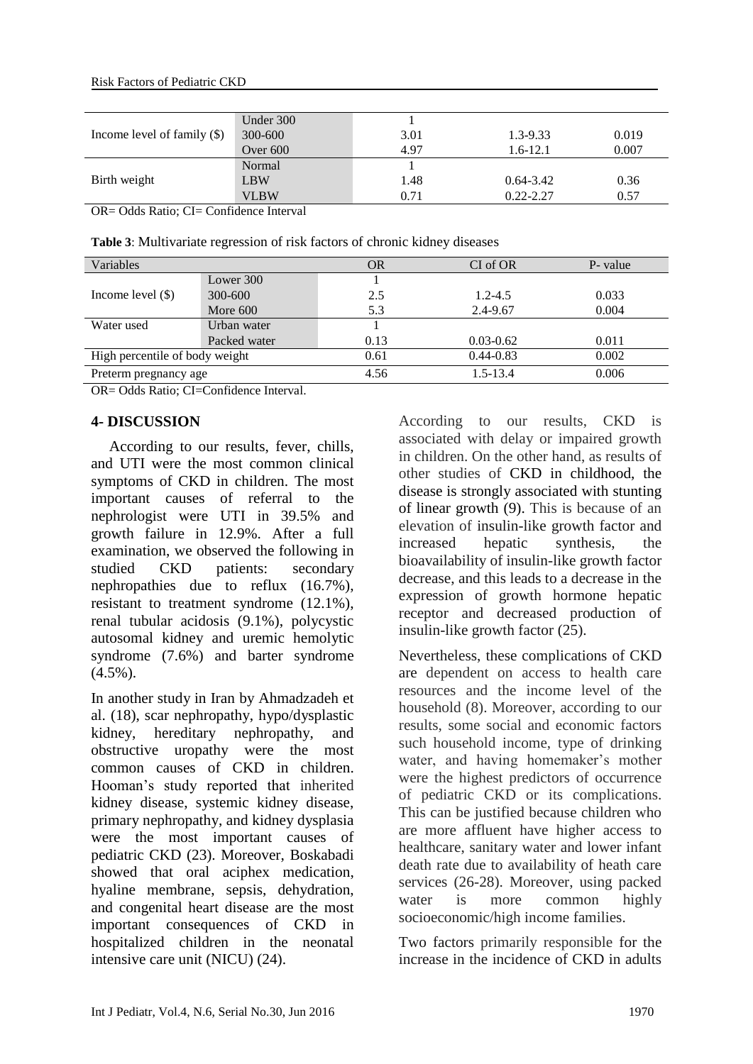| | | | | |
|---|---|---|---|---|
| Income level of family ($) | Under 300 | 1 | | |
| | 300-600 | 3.01 | 1.3-9.33 | 0.019 |
| | Over 600 | 4.97 | 1.6-12.1 | 0.007 |
| Birth weight | Normal | 1 | | |
| | LBW | 1.48 | 0.64-3.42 | 0.36 |
| | VLBW | 0.71 | 0.22-2.27 | 0.57 |

OR= Odds Ratio; CI= Confidence Interval

**Table 3**: Multivariate regression of risk factors of chronic kidney diseases

| Variables | | OR | CI of OR | P- value |
|---|---|---|---|---|
| Income level ($) | Lower 300 | 1 | | |
| | 300-600 | 2.5 | 1.2-4.5 | 0.033 |
| | More 600 | 5.3 | 2.4-9.67 | 0.004 |
| Water used | Urban water | 1 | | |
| | Packed water | 0.13 | 0.03-0.62 | 0.011 |
| High percentile of body weight | | 0.61 | 0.44-0.83 | 0.002 |
| Preterm pregnancy age | | 4.56 | 1.5-13.4 | 0.006 |

OR= Odds Ratio; CI=Confidence Interval.

## 4- DISCUSSION

According to our results, fever, chills, and UTI were the most common clinical symptoms of CKD in children. The most important causes of referral to the nephrologist were UTI in 39.5% and growth failure in 12.9%. After a full examination, we observed the following in studied CKD patients: secondary nephropathies due to reflux (16.7%), resistant to treatment syndrome (12.1%), renal tubular acidosis (9.1%), polycystic autosomal kidney and uremic hemolytic syndrome (7.6%) and barter syndrome (4.5%).

In another study in Iran by Ahmadzadeh et al. (18), scar nephropathy, hypo/dysplastic kidney, hereditary nephropathy, and obstructive uropathy were the most common causes of CKD in children. Hooman's study reported that inherited kidney disease, systemic kidney disease, primary nephropathy, and kidney dysplasia were the most important causes of pediatric CKD (23). Moreover, Boskabadi showed that oral aciphex medication, hyaline membrane, sepsis, dehydration, and congenital heart disease are the most important consequences of CKD in hospitalized children in the neonatal intensive care unit (NICU) (24).

According to our results, CKD is associated with delay or impaired growth in children. On the other hand, as results of other studies of CKD in childhood, the disease is strongly associated with stunting of linear growth (9). This is because of an elevation of insulin-like growth factor and increased hepatic synthesis, the bioavailability of insulin-like growth factor decrease, and this leads to a decrease in the expression of growth hormone hepatic receptor and decreased production of insulin-like growth factor (25).

Nevertheless, these complications of CKD are dependent on access to health care resources and the income level of the household (8). Moreover, according to our results, some social and economic factors such household income, type of drinking water, and having homemaker's mother were the highest predictors of occurrence of pediatric CKD or its complications. This can be justified because children who are more affluent have higher access to healthcare, sanitary water and lower infant death rate due to availability of heath care services (26-28). Moreover, using packed water is more common highly socioeconomic/high income families.

Two factors primarily responsible for the increase in the incidence of CKD in adults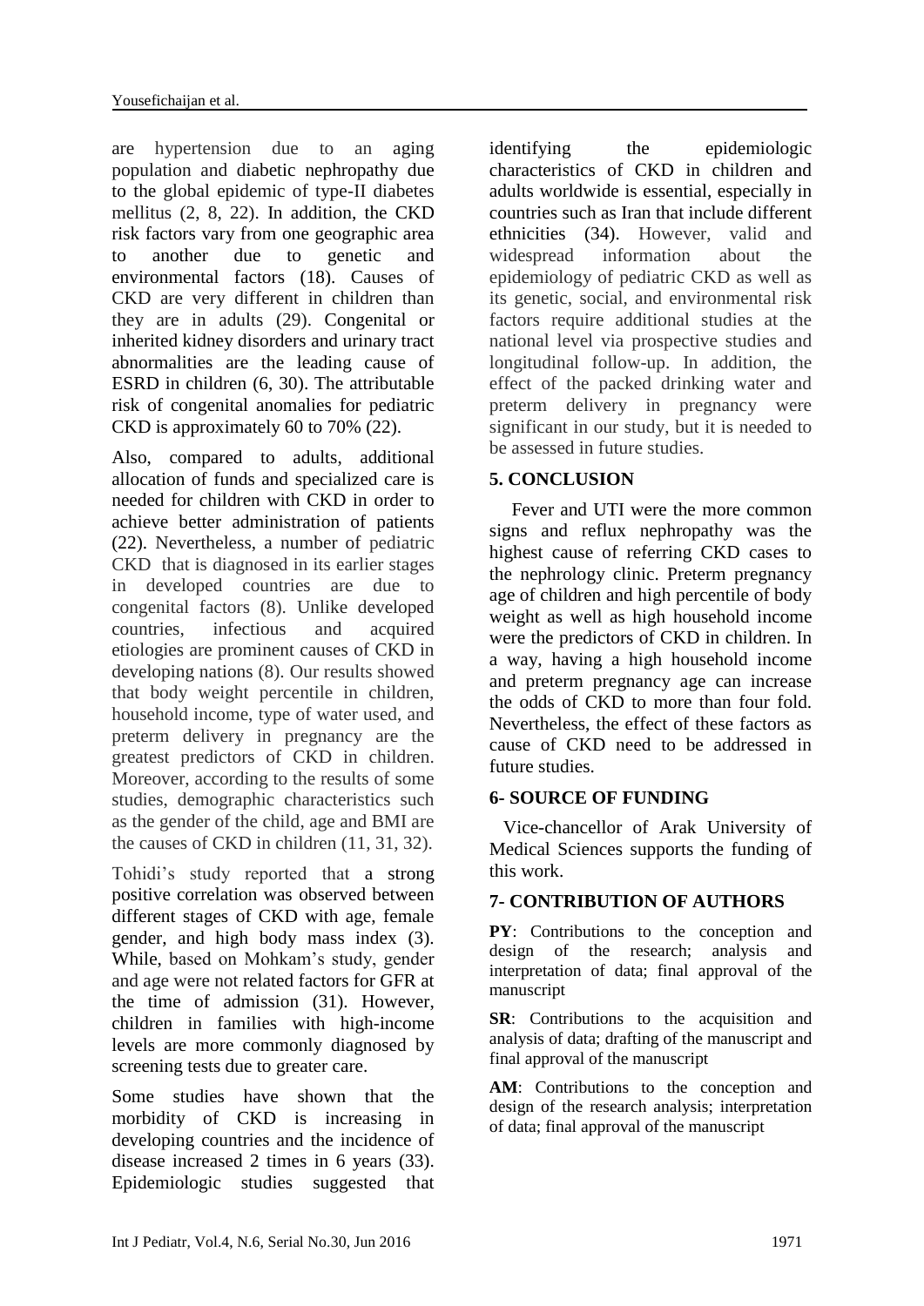are hypertension due to an aging population and diabetic nephropathy due to the global epidemic of type-II diabetes mellitus (2, 8, 22). In addition, the CKD risk factors vary from one geographic area to another due to genetic and environmental factors (18). Causes of CKD are very different in children than they are in adults (29). Congenital or inherited kidney disorders and urinary tract abnormalities are the leading cause of ESRD in children (6, 30). The attributable risk of congenital anomalies for pediatric CKD is approximately 60 to 70% (22).

Also, compared to adults, additional allocation of funds and specialized care is needed for children with CKD in order to achieve better administration of patients (22). Nevertheless, a number of pediatric CKD that is diagnosed in its earlier stages in developed countries are due to congenital factors (8). Unlike developed countries, infectious and acquired etiologies are prominent causes of CKD in developing nations (8). Our results showed that body weight percentile in children, household income, type of water used, and preterm delivery in pregnancy are the greatest predictors of CKD in children. Moreover, according to the results of some studies, demographic characteristics such as the gender of the child, age and BMI are the causes of CKD in children (11, 31, 32).

Tohidi's study reported that a strong positive correlation was observed between different stages of CKD with age, female gender, and high body mass index (3). While, based on Mohkam's study, gender and age were not related factors for GFR at the time of admission (31). However, children in families with high-income levels are more commonly diagnosed by screening tests due to greater care.

Some studies have shown that the morbidity of CKD is increasing in developing countries and the incidence of disease increased 2 times in 6 years (33). Epidemiologic studies suggested that identifying the epidemiologic characteristics of CKD in children and adults worldwide is essential, especially in countries such as Iran that include different ethnicities (34). However, valid and widespread information about the epidemiology of pediatric CKD as well as its genetic, social, and environmental risk factors require additional studies at the national level via prospective studies and longitudinal follow-up. In addition, the effect of the packed drinking water and preterm delivery in pregnancy were significant in our study, but it is needed to be assessed in future studies.

## 5. CONCLUSION

Fever and UTI were the more common signs and reflux nephropathy was the highest cause of referring CKD cases to the nephrology clinic. Preterm pregnancy age of children and high percentile of body weight as well as high household income were the predictors of CKD in children. In a way, having a high household income and preterm pregnancy age can increase the odds of CKD to more than four fold. Nevertheless, the effect of these factors as cause of CKD need to be addressed in future studies.

## 6- SOURCE OF FUNDING

Vice-chancellor of Arak University of Medical Sciences supports the funding of this work.

## 7- CONTRIBUTION OF AUTHORS

**PY**: Contributions to the conception and design of the research; analysis and interpretation of data; final approval of the manuscript

**SR**: Contributions to the acquisition and analysis of data; drafting of the manuscript and final approval of the manuscript

**AM**: Contributions to the conception and design of the research analysis; interpretation of data; final approval of the manuscript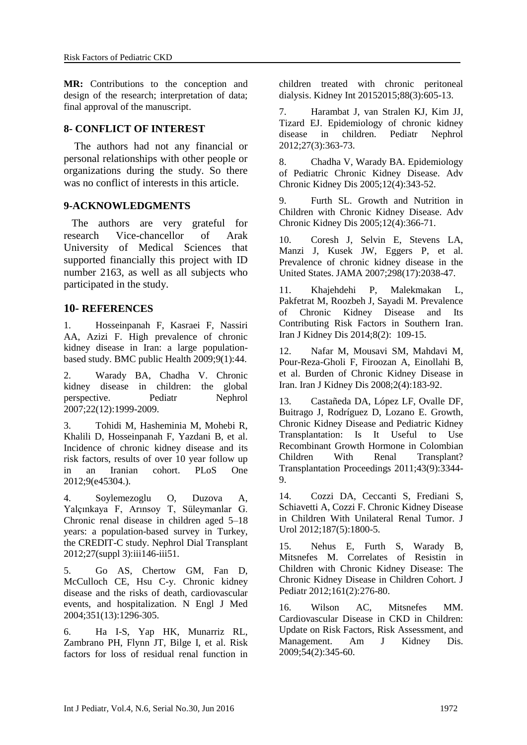**MR:** Contributions to the conception and design of the research; interpretation of data; final approval of the manuscript.

## 8- CONFLICT OF INTEREST

The authors had not any financial or personal relationships with other people or organizations during the study. So there was no conflict of interests in this article.

## 9-ACKNOWLEDGMENTS

The authors are very grateful for research Vice-chancellor of Arak University of Medical Sciences that supported financially this project with ID number 2163, as well as all subjects who participated in the study.

## 10- REFERENCES

1. Hosseinpanah F, Kasraei F, Nassiri AA, Azizi F. High prevalence of chronic kidney disease in Iran: a large population-based study. BMC public Health 2009;9(1):44.

2. Warady BA, Chadha V. Chronic kidney disease in children: the global perspective. Pediatr Nephrol 2007;22(12):1999-2009.

3. Tohidi M, Hasheminia M, Mohebi R, Khalili D, Hosseinpanah F, Yazdani B, et al. Incidence of chronic kidney disease and its risk factors, results of over 10 year follow up in an Iranian cohort. PLoS One 2012;9(e45304.).

4. Soylemezoglu O, Duzova A, Yalçınkaya F, Arınsoy T, Süleymanlar G. Chronic renal disease in children aged 5–18 years: a population-based survey in Turkey, the CREDIT-C study. Nephrol Dial Transplant 2012;27(suppl 3):iii146-iii51.

5. Go AS, Chertow GM, Fan D, McCulloch CE, Hsu C-y. Chronic kidney disease and the risks of death, cardiovascular events, and hospitalization. N Engl J Med 2004;351(13):1296-305.

6. Ha I-S, Yap HK, Munarriz RL, Zambrano PH, Flynn JT, Bilge I, et al. Risk factors for loss of residual renal function in children treated with chronic peritoneal dialysis. Kidney Int 20152015;88(3):605-13.

7. Harambat J, van Stralen KJ, Kim JJ, Tizard EJ. Epidemiology of chronic kidney disease in children. Pediatr Nephrol 2012;27(3):363-73.

8. Chadha V, Warady BA. Epidemiology of Pediatric Chronic Kidney Disease. Adv Chronic Kidney Dis 2005;12(4):343-52.

9. Furth SL. Growth and Nutrition in Children with Chronic Kidney Disease. Adv Chronic Kidney Dis 2005;12(4):366-71.

10. Coresh J, Selvin E, Stevens LA, Manzi J, Kusek JW, Eggers P, et al. Prevalence of chronic kidney disease in the United States. JAMA 2007;298(17):2038-47.

11. Khajehdehi P, Malekmakan L, Pakfetrat M, Roozbeh J, Sayadi M. Prevalence of Chronic Kidney Disease and Its Contributing Risk Factors in Southern Iran. Iran J Kidney Dis 2014;8(2): 109-15.

12. Nafar M, Mousavi SM, Mahdavi M, Pour-Reza-Gholi F, Firoozan A, Einollahi B, et al. Burden of Chronic Kidney Disease in Iran. Iran J Kidney Dis 2008;2(4):183-92.

13. Castañeda DA, López LF, Ovalle DF, Buitrago J, Rodríguez D, Lozano E. Growth, Chronic Kidney Disease and Pediatric Kidney Transplantation: Is It Useful to Use Recombinant Growth Hormone in Colombian Children With Renal Transplant? Transplantation Proceedings 2011;43(9):3344-9.

14. Cozzi DA, Ceccanti S, Frediani S, Schiavetti A, Cozzi F. Chronic Kidney Disease in Children With Unilateral Renal Tumor. J Urol 2012;187(5):1800-5.

15. Nehus E, Furth S, Warady B, Mitsnefes M. Correlates of Resistin in Children with Chronic Kidney Disease: The Chronic Kidney Disease in Children Cohort. J Pediatr 2012;161(2):276-80.

16. Wilson AC, Mitsnefes MM. Cardiovascular Disease in CKD in Children: Update on Risk Factors, Risk Assessment, and Management. Am J Kidney Dis. 2009;54(2):345-60.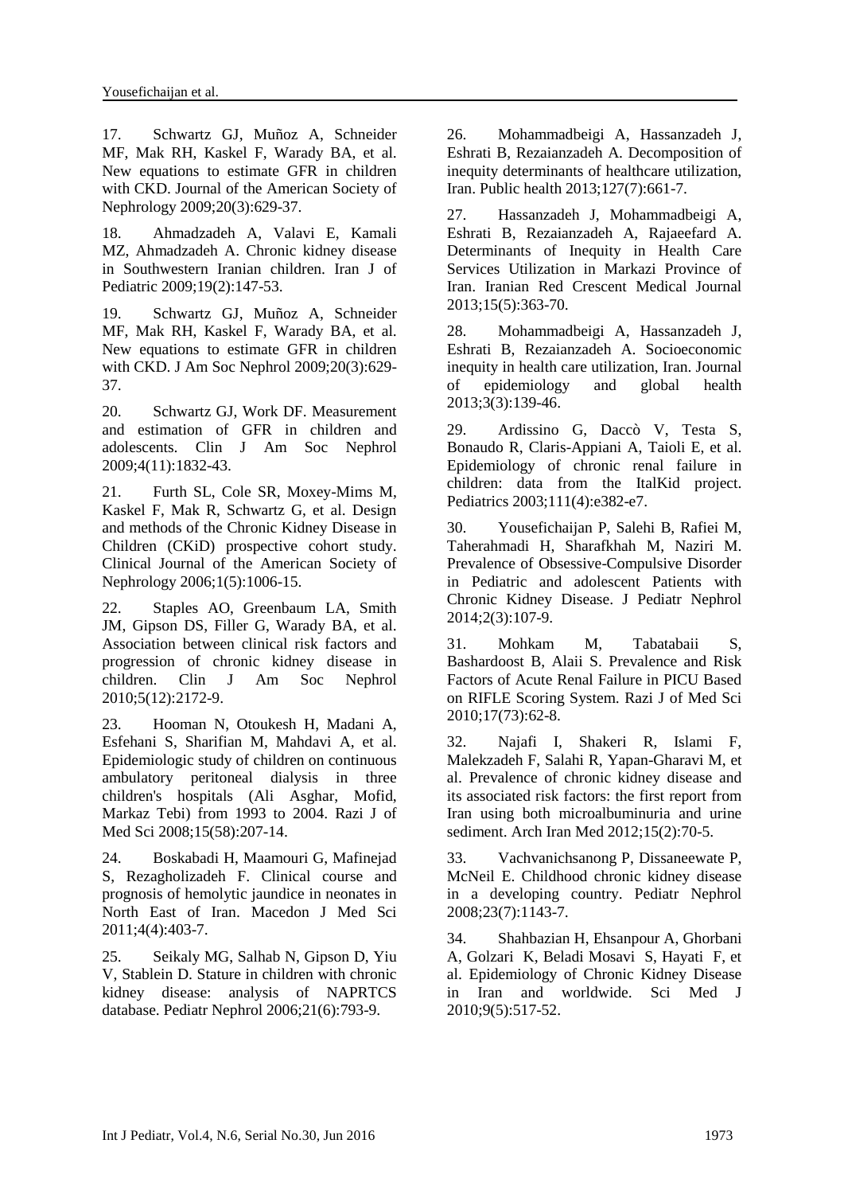17. Schwartz GJ, Muñoz A, Schneider MF, Mak RH, Kaskel F, Warady BA, et al. New equations to estimate GFR in children with CKD. Journal of the American Society of Nephrology 2009;20(3):629-37.

18. Ahmadzadeh A, Valavi E, Kamali MZ, Ahmadzadeh A. Chronic kidney disease in Southwestern Iranian children. Iran J of Pediatric 2009;19(2):147-53.

19. Schwartz GJ, Muñoz A, Schneider MF, Mak RH, Kaskel F, Warady BA, et al. New equations to estimate GFR in children with CKD. J Am Soc Nephrol 2009;20(3):629-37.

20. Schwartz GJ, Work DF. Measurement and estimation of GFR in children and adolescents. Clin J Am Soc Nephrol 2009;4(11):1832-43.

21. Furth SL, Cole SR, Moxey-Mims M, Kaskel F, Mak R, Schwartz G, et al. Design and methods of the Chronic Kidney Disease in Children (CKiD) prospective cohort study. Clinical Journal of the American Society of Nephrology 2006;1(5):1006-15.

22. Staples AO, Greenbaum LA, Smith JM, Gipson DS, Filler G, Warady BA, et al. Association between clinical risk factors and progression of chronic kidney disease in children. Clin J Am Soc Nephrol 2010;5(12):2172-9.

23. Hooman N, Otoukesh H, Madani A, Esfehani S, Sharifian M, Mahdavi A, et al. Epidemiologic study of children on continuous ambulatory peritoneal dialysis in three children's hospitals (Ali Asghar, Mofid, Markaz Tebi) from 1993 to 2004. Razi J of Med Sci 2008;15(58):207-14.

24. Boskabadi H, Maamouri G, Mafinejad S, Rezagholizadeh F. Clinical course and prognosis of hemolytic jaundice in neonates in North East of Iran. Macedon J Med Sci 2011;4(4):403-7.

25. Seikaly MG, Salhab N, Gipson D, Yiu V, Stablein D. Stature in children with chronic kidney disease: analysis of NAPRTCS database. Pediatr Nephrol 2006;21(6):793-9.

26. Mohammadbeigi A, Hassanzadeh J, Eshrati B, Rezaianzadeh A. Decomposition of inequity determinants of healthcare utilization, Iran. Public health 2013;127(7):661-7.

27. Hassanzadeh J, Mohammadbeigi A, Eshrati B, Rezaianzadeh A, Rajaeefard A. Determinants of Inequity in Health Care Services Utilization in Markazi Province of Iran. Iranian Red Crescent Medical Journal 2013;15(5):363-70.

28. Mohammadbeigi A, Hassanzadeh J, Eshrati B, Rezaianzadeh A. Socioeconomic inequity in health care utilization, Iran. Journal of epidemiology and global health 2013;3(3):139-46.

29. Ardissino G, Daccò V, Testa S, Bonaudo R, Claris-Appiani A, Taioli E, et al. Epidemiology of chronic renal failure in children: data from the ItalKid project. Pediatrics 2003;111(4):e382-e7.

30. Yousefichaijan P, Salehi B, Rafiei M, Taherahmadi H, Sharafkhah M, Naziri M. Prevalence of Obsessive-Compulsive Disorder in Pediatric and adolescent Patients with Chronic Kidney Disease. J Pediatr Nephrol 2014;2(3):107-9.

31. Mohkam M, Tabatabaii S, Bashardoost B, Alaii S. Prevalence and Risk Factors of Acute Renal Failure in PICU Based on RIFLE Scoring System. Razi J of Med Sci 2010;17(73):62-8.

32. Najafi I, Shakeri R, Islami F, Malekzadeh F, Salahi R, Yapan-Gharavi M, et al. Prevalence of chronic kidney disease and its associated risk factors: the first report from Iran using both microalbuminuria and urine sediment. Arch Iran Med 2012;15(2):70-5.

33. Vachvanichsanong P, Dissaneewate P, McNeil E. Childhood chronic kidney disease in a developing country. Pediatr Nephrol 2008;23(7):1143-7.

34. Shahbazian H, Ehsanpour A, Ghorbani A, Golzari K, Beladi Mosavi S, Hayati F, et al. Epidemiology of Chronic Kidney Disease in Iran and worldwide. Sci Med J 2010;9(5):517-52.